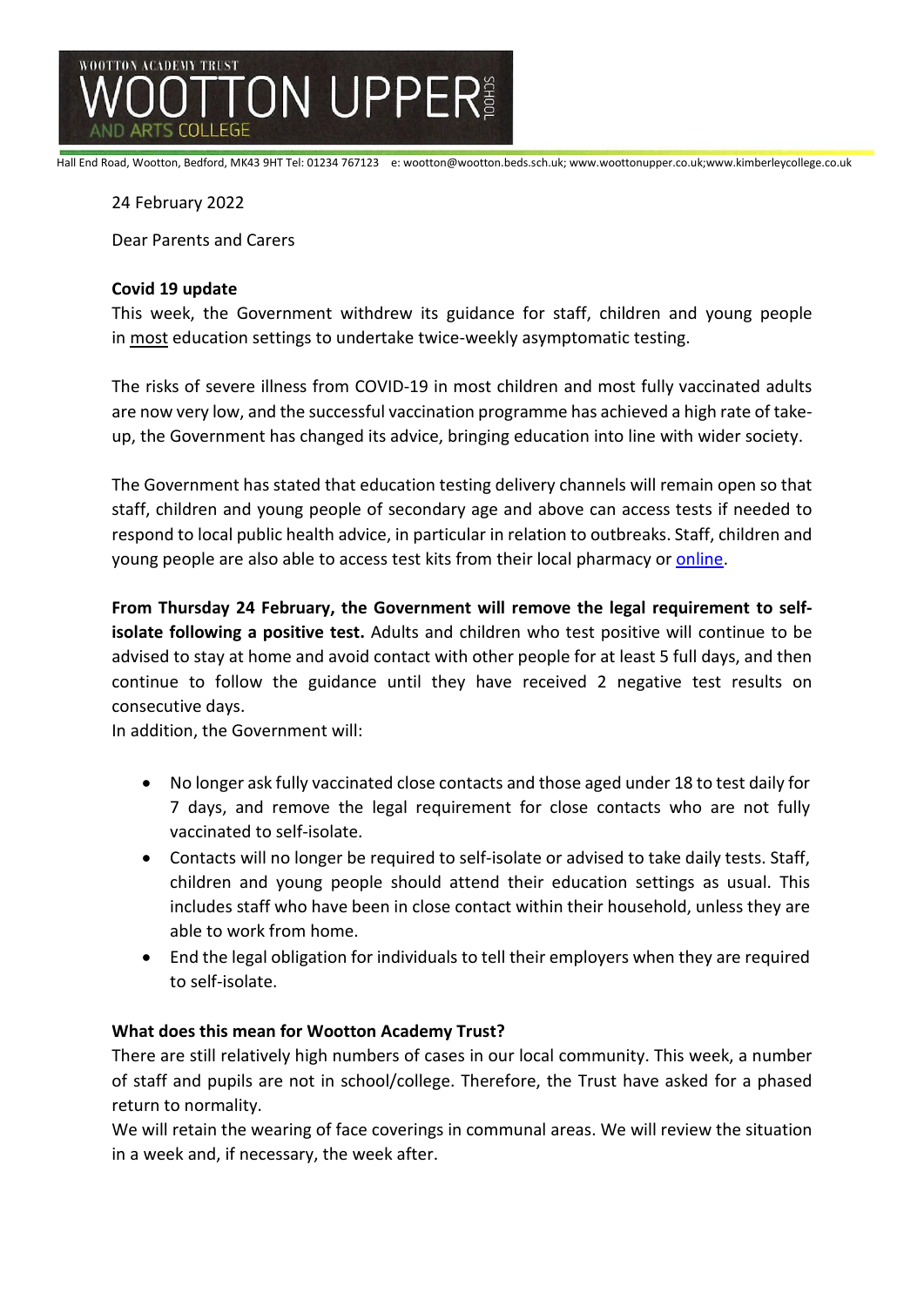WOOTTON ACADEMY TRUST

# WOOTTON UPPER SCHOOL AND ARTS COLLEGE

Hall End Road, Wootton, Bedford, MK43 9HT Tel: 01234 767123 e: wootton@wootton.beds.sch.uk; www.woottonupper.co.uk;www.kimberleycollege.co.uk

24 February 2022

Dear Parents and Carers

**Covid 19 update**

This week, the Government withdrew its guidance for staff, children and young people in most education settings to undertake twice-weekly asymptomatic testing.

The risks of severe illness from COVID-19 in most children and most fully vaccinated adults are now very low, and the successful vaccination programme has achieved a high rate of take-up, the Government has changed its advice, bringing education into line with wider society.

The Government has stated that education testing delivery channels will remain open so that staff, children and young people of secondary age and above can access tests if needed to respond to local public health advice, in particular in relation to outbreaks. Staff, children and young people are also able to access test kits from their local pharmacy or online.

**From Thursday 24 February, the Government will remove the legal requirement to self-isolate following a positive test.** Adults and children who test positive will continue to be advised to stay at home and avoid contact with other people for at least 5 full days, and then continue to follow the guidance until they have received 2 negative test results on consecutive days.

In addition, the Government will:

- No longer ask fully vaccinated close contacts and those aged under 18 to test daily for 7 days, and remove the legal requirement for close contacts who are not fully vaccinated to self-isolate.
- Contacts will no longer be required to self-isolate or advised to take daily tests. Staff, children and young people should attend their education settings as usual. This includes staff who have been in close contact within their household, unless they are able to work from home.
- End the legal obligation for individuals to tell their employers when they are required to self-isolate.

**What does this mean for Wootton Academy Trust?**

There are still relatively high numbers of cases in our local community. This week, a number of staff and pupils are not in school/college. Therefore, the Trust have asked for a phased return to normality.

We will retain the wearing of face coverings in communal areas. We will review the situation in a week and, if necessary, the week after.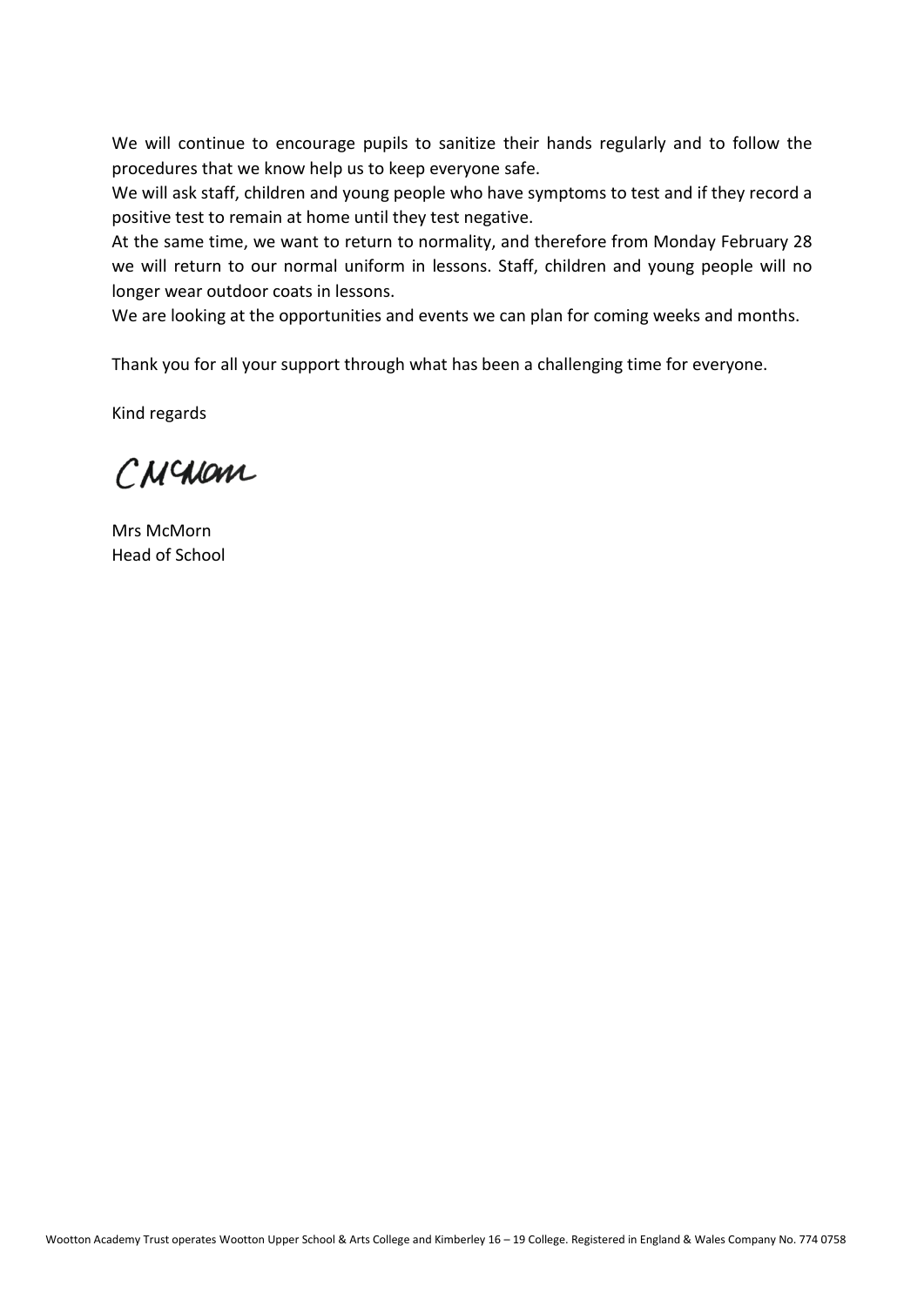We will continue to encourage pupils to sanitize their hands regularly and to follow the procedures that we know help us to keep everyone safe.
We will ask staff, children and young people who have symptoms to test and if they record a positive test to remain at home until they test negative.
At the same time, we want to return to normality, and therefore from Monday February 28 we will return to our normal uniform in lessons. Staff, children and young people will no longer wear outdoor coats in lessons.
We are looking at the opportunities and events we can plan for coming weeks and months.

Thank you for all your support through what has been a challenging time for everyone.

Kind regards

CMcMorn

Mrs McMorn
Head of School

Wootton Academy Trust operates Wootton Upper School & Arts College and Kimberley 16 – 19 College. Registered in England & Wales Company No. 774 0758